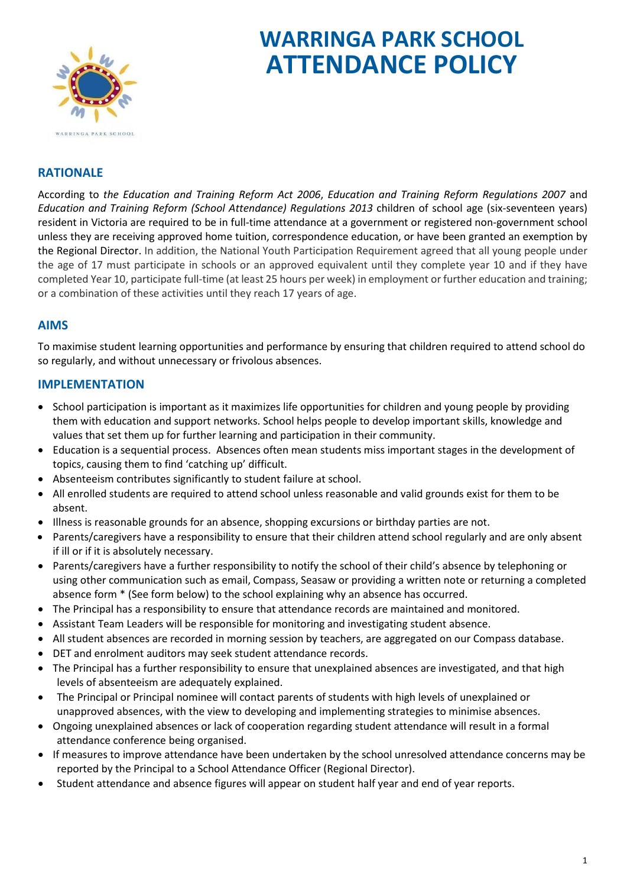# WARRINGA PARK SCHOOL ATTENDANCE POLICY

## RATIONALE

According to *the Education and Training Reform Act 2006*, *Education and Training Reform Regulations 2007* and *Education and Training Reform (School Attendance) Regulations 2013* children of school age (six-seventeen years) resident in Victoria are required to be in full-time attendance at a government or registered non-government school unless they are receiving approved home tuition, correspondence education, or have been granted an exemption by the Regional Director. In addition, the National Youth Participation Requirement agreed that all young people under the age of 17 must participate in schools or an approved equivalent until they complete year 10 and if they have completed Year 10, participate full-time (at least 25 hours per week) in employment or further education and training; or a combination of these activities until they reach 17 years of age.

## AIMS

To maximise student learning opportunities and performance by ensuring that children required to attend school do so regularly, and without unnecessary or frivolous absences.

## IMPLEMENTATION

- School participation is important as it maximizes life opportunities for children and young people by providing them with education and support networks. School helps people to develop important skills, knowledge and values that set them up for further learning and participation in their community.
- Education is a sequential process. Absences often mean students miss important stages in the development of topics, causing them to find 'catching up' difficult.
- Absenteeism contributes significantly to student failure at school.
- All enrolled students are required to attend school unless reasonable and valid grounds exist for them to be absent.
- Illness is reasonable grounds for an absence, shopping excursions or birthday parties are not.
- Parents/caregivers have a responsibility to ensure that their children attend school regularly and are only absent if ill or if it is absolutely necessary.
- Parents/caregivers have a further responsibility to notify the school of their child's absence by telephoning or using other communication such as email, Compass, Seasaw or providing a written note or returning a completed absence form * (See form below) to the school explaining why an absence has occurred.
- The Principal has a responsibility to ensure that attendance records are maintained and monitored.
- Assistant Team Leaders will be responsible for monitoring and investigating student absence.
- All student absences are recorded in morning session by teachers, are aggregated on our Compass database.
- DET and enrolment auditors may seek student attendance records.
- The Principal has a further responsibility to ensure that unexplained absences are investigated, and that high levels of absenteeism are adequately explained.
- The Principal or Principal nominee will contact parents of students with high levels of unexplained or unapproved absences, with the view to developing and implementing strategies to minimise absences.
- Ongoing unexplained absences or lack of cooperation regarding student attendance will result in a formal attendance conference being organised.
- If measures to improve attendance have been undertaken by the school unresolved attendance concerns may be reported by the Principal to a School Attendance Officer (Regional Director).
- Student attendance and absence figures will appear on student half year and end of year reports.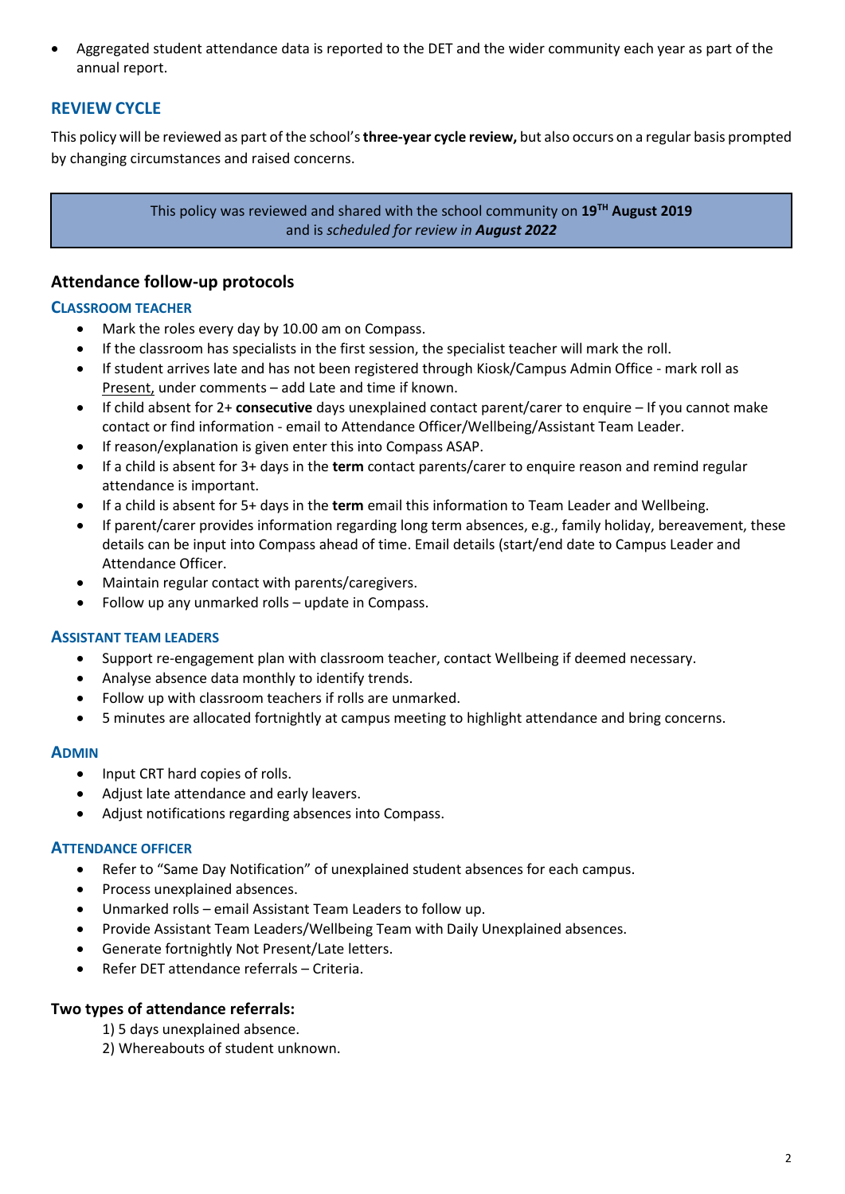- Aggregated student attendance data is reported to the DET and the wider community each year as part of the annual report.

## REVIEW CYCLE

This policy will be reviewed as part of the school's **three-year cycle review,** but also occurs on a regular basis prompted by changing circumstances and raised concerns.

> This policy was reviewed and shared with the school community on **19TH August 2019** and is *scheduled for review in* ***August 2022***

## Attendance follow-up protocols

### CLASSROOM TEACHER

- Mark the roles every day by 10.00 am on Compass.
- If the classroom has specialists in the first session, the specialist teacher will mark the roll.
- If student arrives late and has not been registered through Kiosk/Campus Admin Office - mark roll as Present, under comments – add Late and time if known.
- If child absent for 2+ **consecutive** days unexplained contact parent/carer to enquire – If you cannot make contact or find information - email to Attendance Officer/Wellbeing/Assistant Team Leader.
- If reason/explanation is given enter this into Compass ASAP.
- If a child is absent for 3+ days in the **term** contact parents/carer to enquire reason and remind regular attendance is important.
- If a child is absent for 5+ days in the **term** email this information to Team Leader and Wellbeing.
- If parent/carer provides information regarding long term absences, e.g., family holiday, bereavement, these details can be input into Compass ahead of time. Email details (start/end date to Campus Leader and Attendance Officer.
- Maintain regular contact with parents/caregivers.
- Follow up any unmarked rolls – update in Compass.

### ASSISTANT TEAM LEADERS

- Support re-engagement plan with classroom teacher, contact Wellbeing if deemed necessary.
- Analyse absence data monthly to identify trends.
- Follow up with classroom teachers if rolls are unmarked.
- 5 minutes are allocated fortnightly at campus meeting to highlight attendance and bring concerns.

### ADMIN

- Input CRT hard copies of rolls.
- Adjust late attendance and early leavers.
- Adjust notifications regarding absences into Compass.

### ATTENDANCE OFFICER

- Refer to "Same Day Notification" of unexplained student absences for each campus.
- Process unexplained absences.
- Unmarked rolls – email Assistant Team Leaders to follow up.
- Provide Assistant Team Leaders/Wellbeing Team with Daily Unexplained absences.
- Generate fortnightly Not Present/Late letters.
- Refer DET attendance referrals – Criteria.

### Two types of attendance referrals:

1) 5 days unexplained absence.
2) Whereabouts of student unknown.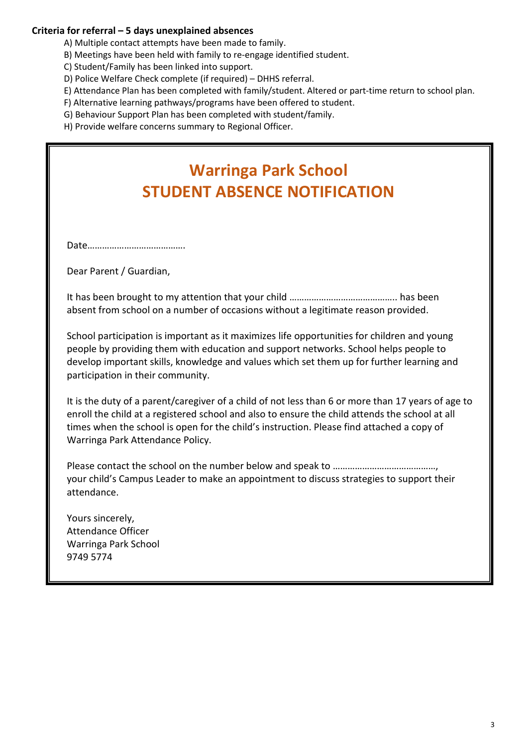**Criteria for referral – 5 days unexplained absences**

A) Multiple contact attempts have been made to family.
B) Meetings have been held with family to re-engage identified student.
C) Student/Family has been linked into support.
D) Police Welfare Check complete (if required) – DHHS referral.
E) Attendance Plan has been completed with family/student. Altered or part-time return to school plan.
F) Alternative learning pathways/programs have been offered to student.
G) Behaviour Support Plan has been completed with student/family.
H) Provide welfare concerns summary to Regional Officer.

# Warringa Park School
# STUDENT ABSENCE NOTIFICATION

Date………………………………….

Dear Parent / Guardian,

It has been brought to my attention that your child …………………………………….. has been absent from school on a number of occasions without a legitimate reason provided.

School participation is important as it maximizes life opportunities for children and young people by providing them with education and support networks. School helps people to develop important skills, knowledge and values which set them up for further learning and participation in their community.

It is the duty of a parent/caregiver of a child of not less than 6 or more than 17 years of age to enroll the child at a registered school and also to ensure the child attends the school at all times when the school is open for the child's instruction. Please find attached a copy of Warringa Park Attendance Policy.

Please contact the school on the number below and speak to ……………………………………, your child's Campus Leader to make an appointment to discuss strategies to support their attendance.

Yours sincerely,
Attendance Officer
Warringa Park School
9749 5774